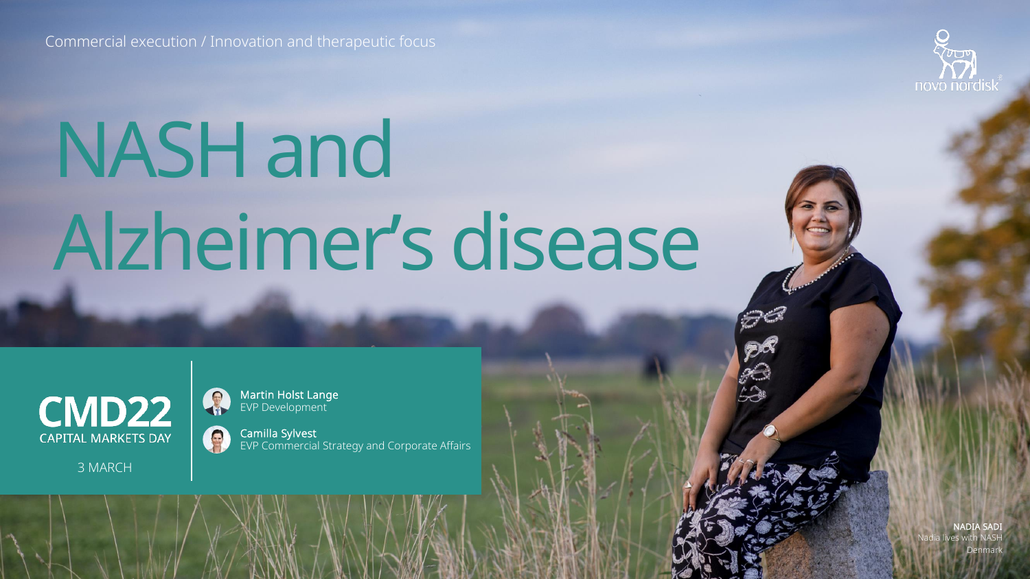Commercial execution / Innovation and therapeutic focus

# NASH and Alzheimer's disease

**CMD22**
CAPITAL MARKETS DAY

3 MARCH

**Martin Holst Lange**
EVP Development

**Camilla Sylvest**
EVP Commercial Strategy and Corporate Affairs

**NADIA SADI**
Nadia lives with NASH
Denmark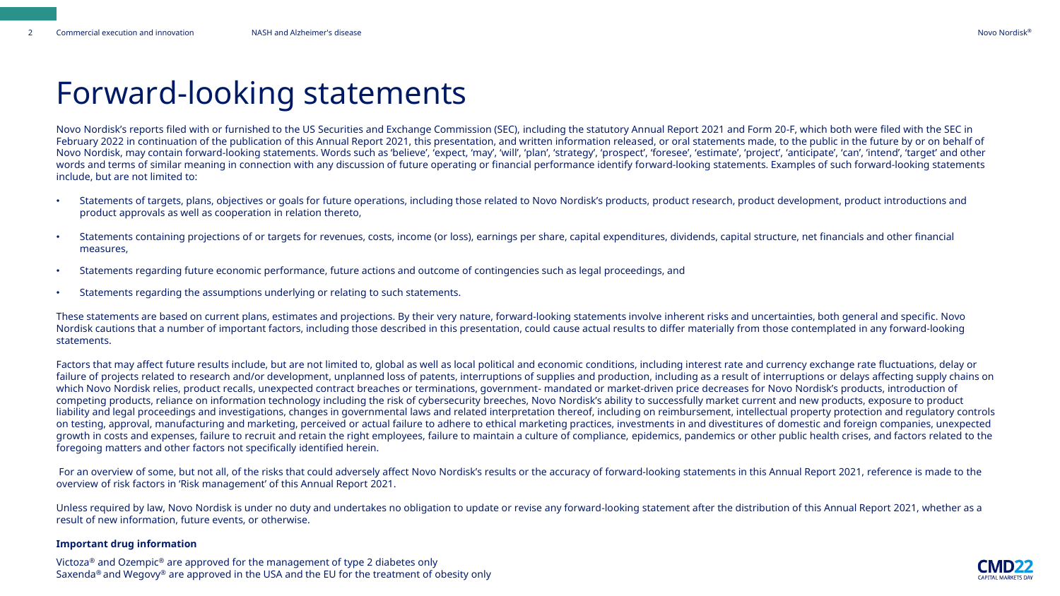# Forward-looking statements

Novo Nordisk's reports filed with or furnished to the US Securities and Exchange Commission (SEC), including the statutory Annual Report 2021 and Form 20-F, which both were filed with the SEC in February 2022 in continuation of the publication of this Annual Report 2021, this presentation, and written information released, or oral statements made, to the public in the future by or on behalf of Novo Nordisk, may contain forward-looking statements. Words such as 'believe', 'expect, 'may', 'will', 'plan', 'strategy', 'prospect', 'foresee', 'estimate', 'project', 'anticipate', 'can', 'intend', 'target' and other words and terms of similar meaning in connection with any discussion of future operating or financial performance identify forward-looking statements. Examples of such forward-looking statements include, but are not limited to:

- Statements of targets, plans, objectives or goals for future operations, including those related to Novo Nordisk's products, product research, product development, product introductions and product approvals as well as cooperation in relation thereto,
- Statements containing projections of or targets for revenues, costs, income (or loss), earnings per share, capital expenditures, dividends, capital structure, net financials and other financial measures,
- Statements regarding future economic performance, future actions and outcome of contingencies such as legal proceedings, and
- Statements regarding the assumptions underlying or relating to such statements.

These statements are based on current plans, estimates and projections. By their very nature, forward-looking statements involve inherent risks and uncertainties, both general and specific. Novo Nordisk cautions that a number of important factors, including those described in this presentation, could cause actual results to differ materially from those contemplated in any forward-looking statements.

Factors that may affect future results include, but are not limited to, global as well as local political and economic conditions, including interest rate and currency exchange rate fluctuations, delay or failure of projects related to research and/or development, unplanned loss of patents, interruptions of supplies and production, including as a result of interruptions or delays affecting supply chains on which Novo Nordisk relies, product recalls, unexpected contract breaches or terminations, government- mandated or market-driven price decreases for Novo Nordisk's products, introduction of competing products, reliance on information technology including the risk of cybersecurity breeches, Novo Nordisk's ability to successfully market current and new products, exposure to product liability and legal proceedings and investigations, changes in governmental laws and related interpretation thereof, including on reimbursement, intellectual property protection and regulatory controls on testing, approval, manufacturing and marketing, perceived or actual failure to adhere to ethical marketing practices, investments in and divestitures of domestic and foreign companies, unexpected growth in costs and expenses, failure to recruit and retain the right employees, failure to maintain a culture of compliance, epidemics, pandemics or other public health crises, and factors related to the foregoing matters and other factors not specifically identified herein.

For an overview of some, but not all, of the risks that could adversely affect Novo Nordisk's results or the accuracy of forward-looking statements in this Annual Report 2021, reference is made to the overview of risk factors in 'Risk management' of this Annual Report 2021.

Unless required by law, Novo Nordisk is under no duty and undertakes no obligation to update or revise any forward-looking statement after the distribution of this Annual Report 2021, whether as a result of new information, future events, or otherwise.

**Important drug information**

Victoza® and Ozempic® are approved for the management of type 2 diabetes only
Saxenda® and Wegovy® are approved in the USA and the EU for the treatment of obesity only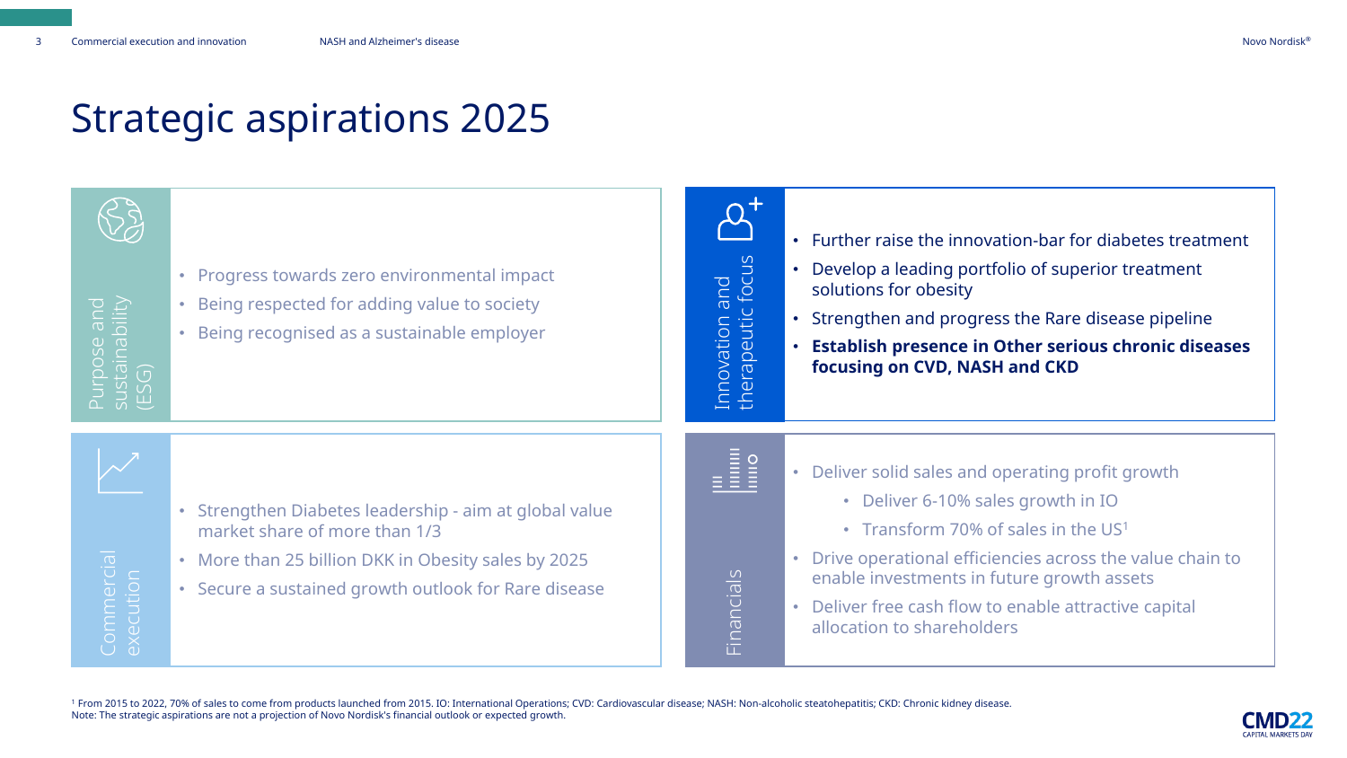# Strategic aspirations 2025

## Purpose and sustainability (ESG)

- Progress towards zero environmental impact
- Being respected for adding value to society
- Being recognised as a sustainable employer

## Innovation and therapeutic focus

- Further raise the innovation-bar for diabetes treatment
- Develop a leading portfolio of superior treatment solutions for obesity
- Strengthen and progress the Rare disease pipeline
- **Establish presence in Other serious chronic diseases focusing on CVD, NASH and CKD**

## Commercial execution

- Strengthen Diabetes leadership - aim at global value market share of more than 1/3
- More than 25 billion DKK in Obesity sales by 2025
- Secure a sustained growth outlook for Rare disease

## Financials

- Deliver solid sales and operating profit growth
  - Deliver 6-10% sales growth in IO
  - Transform 70% of sales in the US[1]
- Drive operational efficiencies across the value chain to enable investments in future growth assets
- Deliver free cash flow to enable attractive capital allocation to shareholders

[1] From 2015 to 2022, 70% of sales to come from products launched from 2015. IO: International Operations; CVD: Cardiovascular disease; NASH: Non-alcoholic steatohepatitis; CKD: Chronic kidney disease.
Note: The strategic aspirations are not a projection of Novo Nordisk's financial outlook or expected growth.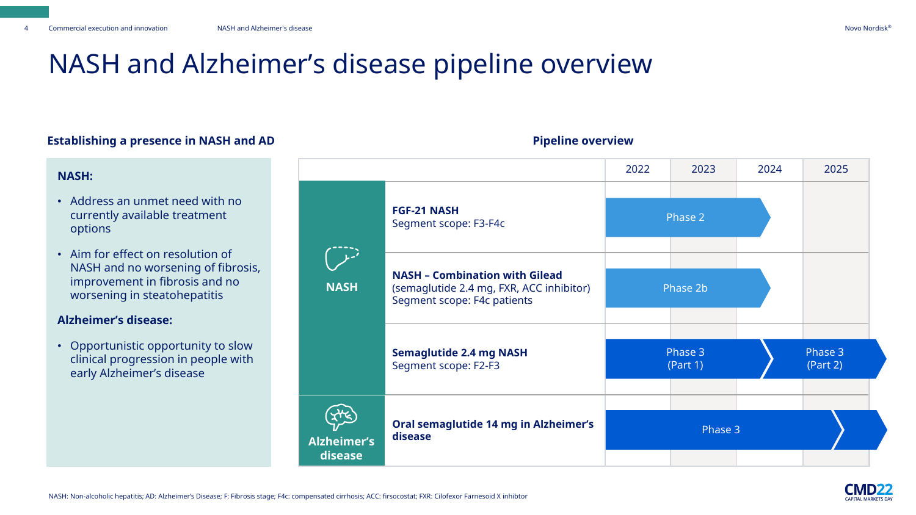# NASH and Alzheimer's disease pipeline overview

## Establishing a presence in NASH and AD

**NASH:**

- Address an unmet need with no currently available treatment options
- Aim for effect on resolution of NASH and no worsening of fibrosis, improvement in fibrosis and no worsening in steatohepatitis

**Alzheimer's disease:**

- Opportunistic opportunity to slow clinical progression in people with early Alzheimer's disease

## Pipeline overview

| | | 2022 | 2023 | 2024 | 2025 |
|---|---|---|---|---|---|
| NASH | **FGF-21 NASH** Segment scope: F3-F4c | Phase 2 | Phase 2 | Phase 2 | |
| NASH | **NASH – Combination with Gilead** (semaglutide 2.4 mg, FXR, ACC inhibitor) Segment scope: F4c patients | Phase 2b | Phase 2b | Phase 2b | |
| NASH | **Semaglutide 2.4 mg NASH** Segment scope: F2-F3 | Phase 3 (Part 1) | Phase 3 (Part 1) | Phase 3 (Part 2) | Phase 3 (Part 2) |
| Alzheimer's disease | **Oral semaglutide 14 mg in Alzheimer's disease** | Phase 3 | Phase 3 | Phase 3 | Phase 3 |

NASH: Non-alcoholic hepatitis; AD: Alzheimer's Disease; F: Fibrosis stage; F4c: compensated cirrhosis; ACC: firsocostat; FXR: Cilofexor Farnesoid X inhibtor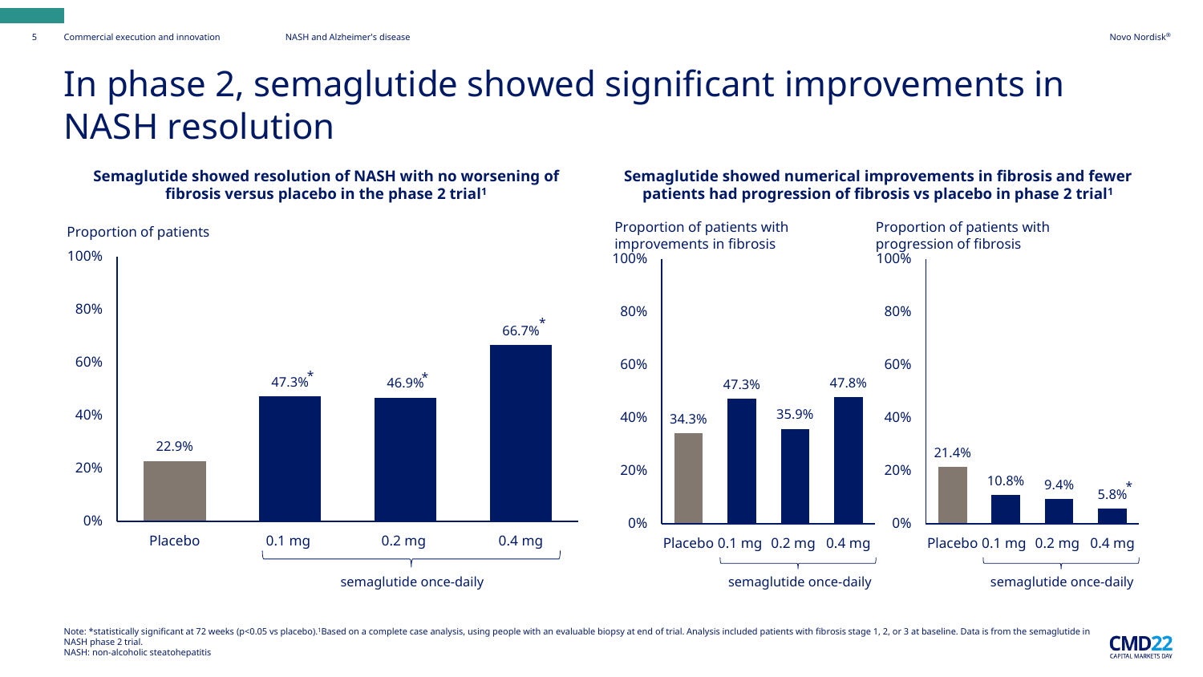# In phase 2, semaglutide showed significant improvements in NASH resolution

**Semaglutide showed resolution of NASH with no worsening of fibrosis versus placebo in the phase 2 trial[1]**

Proportion of patients

| | Placebo | 0.1 mg | 0.2 mg | 0.4 mg |
|---|---|---|---|---|
| Proportion of patients | 22.9% | 47.3%* | 46.9%* | 66.7%* |

0.1 mg, 0.2 mg, 0.4 mg: semaglutide once-daily

**Semaglutide showed numerical improvements in fibrosis and fewer patients had progression of fibrosis vs placebo in phase 2 trial[1]**

| | Placebo | 0.1 mg | 0.2 mg | 0.4 mg |
|---|---|---|---|---|
| Proportion of patients with improvements in fibrosis | 34.3% | 47.3% | 35.9% | 47.8% |
| Proportion of patients with progression of fibrosis | 21.4% | 10.8% | 9.4% | 5.8%* |

0.1 mg, 0.2 mg, 0.4 mg: semaglutide once-daily

Note: *statistically significant at 72 weeks (p<0.05 vs placebo).[1]Based on a complete case analysis, using people with an evaluable biopsy at end of trial. Analysis included patients with fibrosis stage 1, 2, or 3 at baseline. Data is from the semaglutide in NASH phase 2 trial.
NASH: non-alcoholic steatohepatitis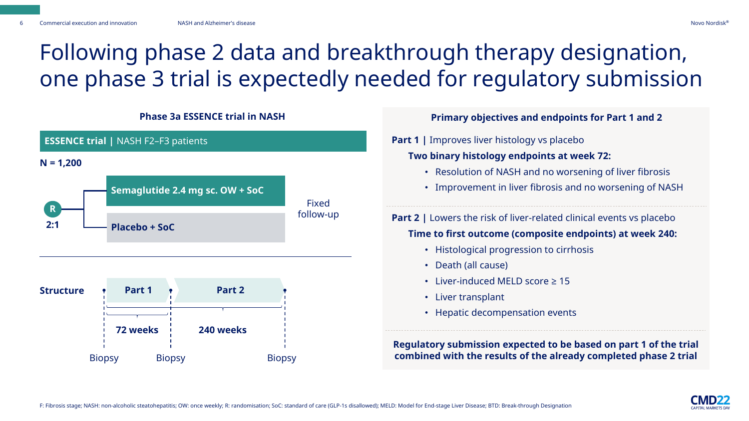# Following phase 2 data and breakthrough therapy designation, one phase 3 trial is expectedly needed for regulatory submission

## Phase 3a ESSENCE trial in NASH

**ESSENCE trial** | NASH F2–F3 patients

**N = 1,200**

**R**
**2:1**

- **Semaglutide 2.4 mg sc. OW + SoC**
- **Placebo + SoC**

Fixed follow-up

**Structure**

| **Part 1** | **Part 2** |
|---|---|
| **72 weeks** | **240 weeks** |

Biopsy — Biopsy — Biopsy

## Primary objectives and endpoints for Part 1 and 2

**Part 1 |** Improves liver histology vs placebo

**Two binary histology endpoints at week 72:**

- Resolution of NASH and no worsening of liver fibrosis
- Improvement in liver fibrosis and no worsening of NASH

**Part 2 |** Lowers the risk of liver-related clinical events vs placebo

**Time to first outcome (composite endpoints) at week 240:**

- Histological progression to cirrhosis
- Death (all cause)
- Liver-induced MELD score ≥ 15
- Liver transplant
- Hepatic decompensation events

**Regulatory submission expected to be based on part 1 of the trial combined with the results of the already completed phase 2 trial**

F: Fibrosis stage; NASH: non-alcoholic steatohepatitis; OW: once weekly; R: randomisation; SoC: standard of care (GLP-1s disallowed); MELD: Model for End-stage Liver Disease; BTD: Break-through Designation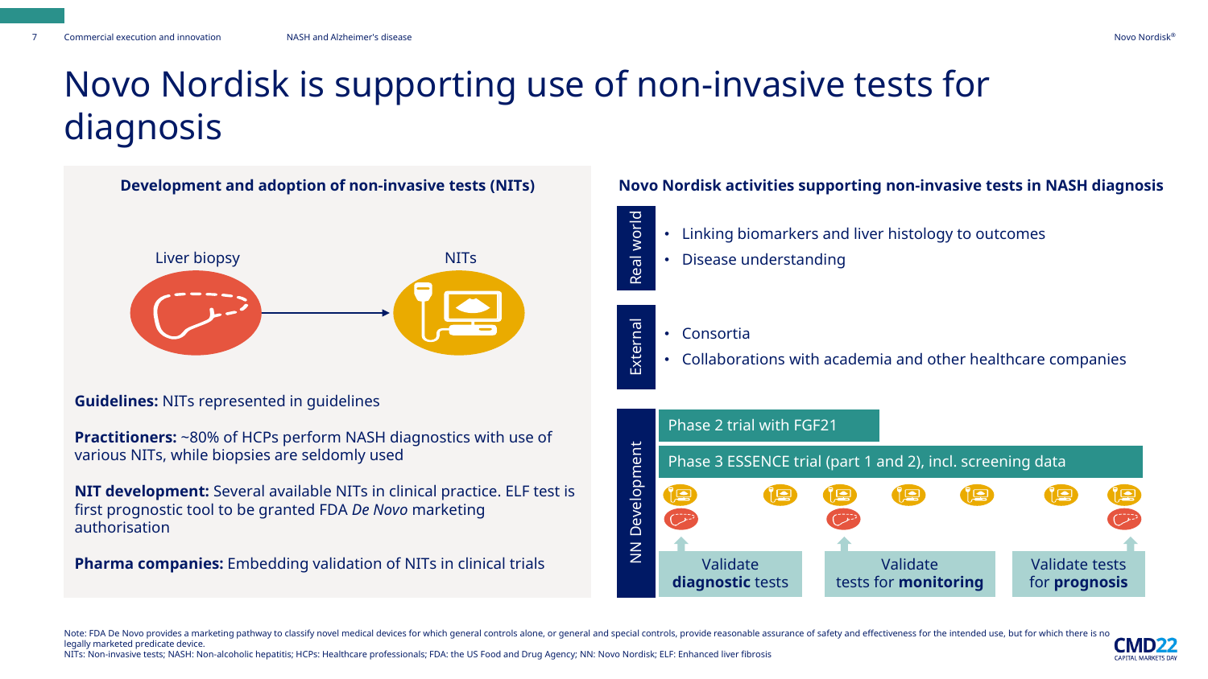# Novo Nordisk is supporting use of non-invasive tests for diagnosis

## Development and adoption of non-invasive tests (NITs)

Liver biopsy → NITs

**Guidelines:** NITs represented in guidelines

**Practitioners:** ~80% of HCPs perform NASH diagnostics with use of various NITs, while biopsies are seldomly used

**NIT development:** Several available NITs in clinical practice. ELF test is first prognostic tool to be granted FDA *De Novo* marketing authorisation

**Pharma companies:** Embedding validation of NITs in clinical trials

## Novo Nordisk activities supporting non-invasive tests in NASH diagnosis

**Real world**

- Linking biomarkers and liver histology to outcomes
- Disease understanding

**External**

- Consortia
- Collaborations with academia and other healthcare companies

**NN Development**

- Phase 2 trial with FGF21
- Phase 3 ESSENCE trial (part 1 and 2), incl. screening data

Validate **diagnostic** tests | Validate tests for **monitoring** | Validate tests for **prognosis**

Note: FDA De Novo provides a marketing pathway to classify novel medical devices for which general controls alone, or general and special controls, provide reasonable assurance of safety and effectiveness for the intended use, but for which there is no legally marketed predicate device.
NITs: Non-invasive tests; NASH: Non-alcoholic hepatitis; HCPs: Healthcare professionals; FDA: the US Food and Drug Agency; NN: Novo Nordisk; ELF: Enhanced liver fibrosis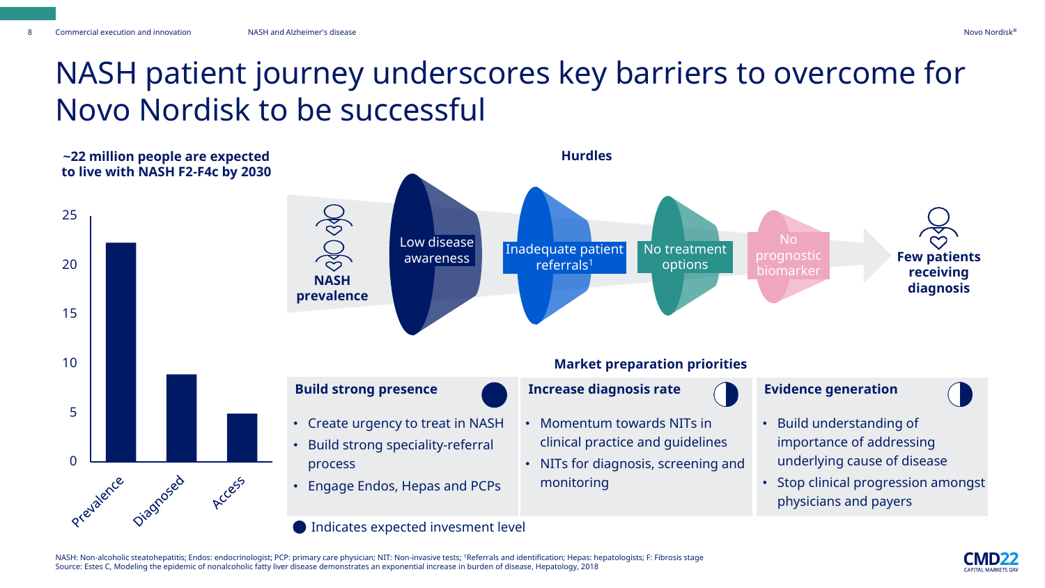# NASH patient journey underscores key barriers to overcome for Novo Nordisk to be successful

**~22 million people are expected to live with NASH F2-F4c by 2030**

| | Value (approx., millions) |
|---|---|
| Prevalence | ~22 |
| Diagnosed | ~9 |
| Access | ~5 |

**Hurdles**

**NASH prevalence** → Low disease awareness → Inadequate patient referrals[1] → No treatment options → No prognostic biomarker → **Few patients receiving diagnosis**

**Market preparation priorities**

**Build strong presence**
- Create urgency to treat in NASH
- Build strong speciality-referral process
- Engage Endos, Hepas and PCPs

**Increase diagnosis rate**
- Momentum towards NITs in clinical practice and guidelines
- NITs for diagnosis, screening and monitoring

**Evidence generation**
- Build understanding of importance of addressing underlying cause of disease
- Stop clinical progression amongst physicians and payers

● Indicates expected invesment level

NASH: Non-alcoholic steatohepatitis; Endos: endocrinologist; PCP: primary care physician; NIT: Non-invasive tests; [1]Referrals and identification; Hepas: hepatologists; F: Fibrosis stage
Source: Estes C, Modeling the epidemic of nonalcoholic fatty liver disease demonstrates an exponential increase in burden of disease, Hepatology, 2018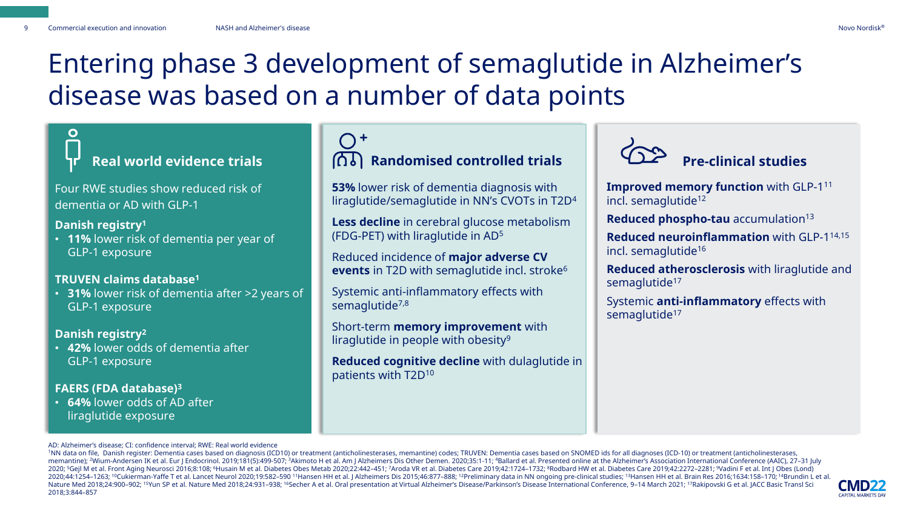# Entering phase 3 development of semaglutide in Alzheimer's disease was based on a number of data points

## Real world evidence trials

Four RWE studies show reduced risk of dementia or AD with GLP-1

**Danish registry**[1]

- **11%** lower risk of dementia per year of GLP-1 exposure

**TRUVEN claims database**[1]

- **31%** lower risk of dementia after >2 years of GLP-1 exposure

**Danish registry**[2]

- **42%** lower odds of dementia after GLP-1 exposure

**FAERS (FDA database)**[3]

- **64%** lower odds of AD after liraglutide exposure

## Randomised controlled trials

**53%** lower risk of dementia diagnosis with liraglutide/semaglutide in NN's CVOTs in T2D[4]

**Less decline** in cerebral glucose metabolism (FDG-PET) with liraglutide in AD[5]

Reduced incidence of **major adverse CV events** in T2D with semaglutide incl. stroke[6]

Systemic anti-inflammatory effects with semaglutide[7,8]

Short-term **memory improvement** with liraglutide in people with obesity[9]

**Reduced cognitive decline** with dulaglutide in patients with T2D[10]

## Pre-clinical studies

**Improved memory function** with GLP-1[11] incl. semaglutide[12]

**Reduced phospho-tau** accumulation[13]

**Reduced neuroinflammation** with GLP-1[14,15] incl. semaglutide[16]

**Reduced atherosclerosis** with liraglutide and semaglutide[17]

Systemic **anti-inflammatory** effects with semaglutide[17]

AD: Alzheimer's disease; CI: confidence interval; RWE: Real world evidence

[1]NN data on file, Danish register: Dementia cases based on diagnosis (ICD10) or treatment (anticholinesterases, memantine) codes; TRUVEN: Dementia cases based on SNOMED ids for all diagnoses (ICD-10) or treatment (anticholinesterases, memantine); [2]Wium-Andersen IK et al. Eur J Endocrinol. 2019;181(5):499-507; [3]Akimoto H et al. Am J Alzheimers Dis Other Demen. 2020;35:1-11; [4]Ballard et al. Presented online at the Alzheimer's Association International Conference (AAIC), 27–31 July 2020; [5]Gejl M et al. Front Aging Neurosci 2016;8:108; [6]Husain M et al. Diabetes Obes Metab 2020;22:442–451; [7]Aroda VR et al. Diabetes Care 2019;42:1724–1732; [8]Rodbard HW et al. Diabetes Care 2019;42:2272–2281; [9]Vadini F et al. Int J Obes (Lond) 2020;44:1254–1263; [10]Cukierman-Yaffe T et al. Lancet Neurol 2020;19:582–590 [11]Hansen HH et al. J Alzheimers Dis 2015;46:877–888; [12]Preliminary data in NN ongoing pre-clinical studies; [13]Hansen HH et al. Brain Res 2016;1634:158–170; [14]Brundin L et al. Nature Med 2018;24:900–902; [15]Yun SP et al. Nature Med 2018;24:931–938; [16]Secher A et al. Oral presentation at Virtual Alzheimer's Disease/Parkinson's Disease International Conference, 9–14 March 2021; [17]Rakipovski G et al. JACC Basic Transl Sci 2018;3:844–857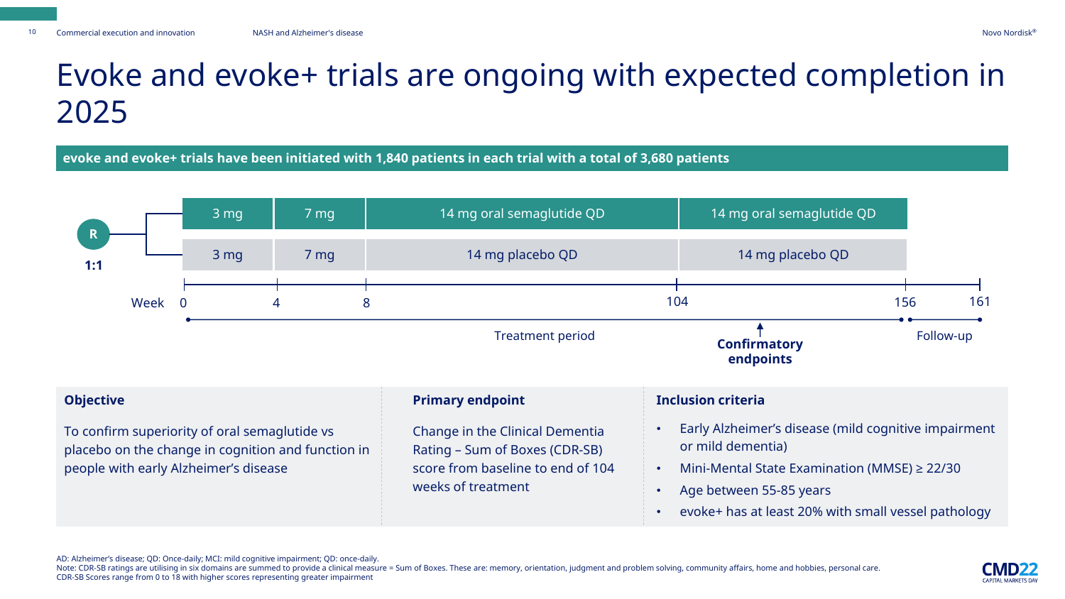# Evoke and evoke+ trials are ongoing with expected completion in 2025

**evoke and evoke+ trials have been initiated with 1,840 patients in each trial with a total of 3,680 patients**

R 1:1

| | Week 0–4 | Week 4–8 | Week 8–104 | Week 104–156 |
|---|---|---|---|---|
| Arm 1 | 3 mg | 7 mg | 14 mg oral semaglutide QD | 14 mg oral semaglutide QD |
| Arm 2 | 3 mg | 7 mg | 14 mg placebo QD | 14 mg placebo QD |

Week 0, 4, 8, 104, 156, 161

Treatment period (week 0–156); Follow-up (week 156–161)

**Confirmatory endpoints** (week 104)

**Objective**

To confirm superiority of oral semaglutide vs placebo on the change in cognition and function in people with early Alzheimer's disease

**Primary endpoint**

Change in the Clinical Dementia Rating – Sum of Boxes (CDR-SB) score from baseline to end of 104 weeks of treatment

**Inclusion criteria**

- Early Alzheimer's disease (mild cognitive impairment or mild dementia)
- Mini-Mental State Examination (MMSE) ≥ 22/30
- Age between 55-85 years
- evoke+ has at least 20% with small vessel pathology

AD: Alzheimer's disease; QD: Once-daily; MCI: mild cognitive impairment; QD: once-daily.
Note: CDR-SB ratings are utilising in six domains are summed to provide a clinical measure = Sum of Boxes. These are: memory, orientation, judgment and problem solving, community affairs, home and hobbies, personal care.
CDR-SB Scores range from 0 to 18 with higher scores representing greater impairment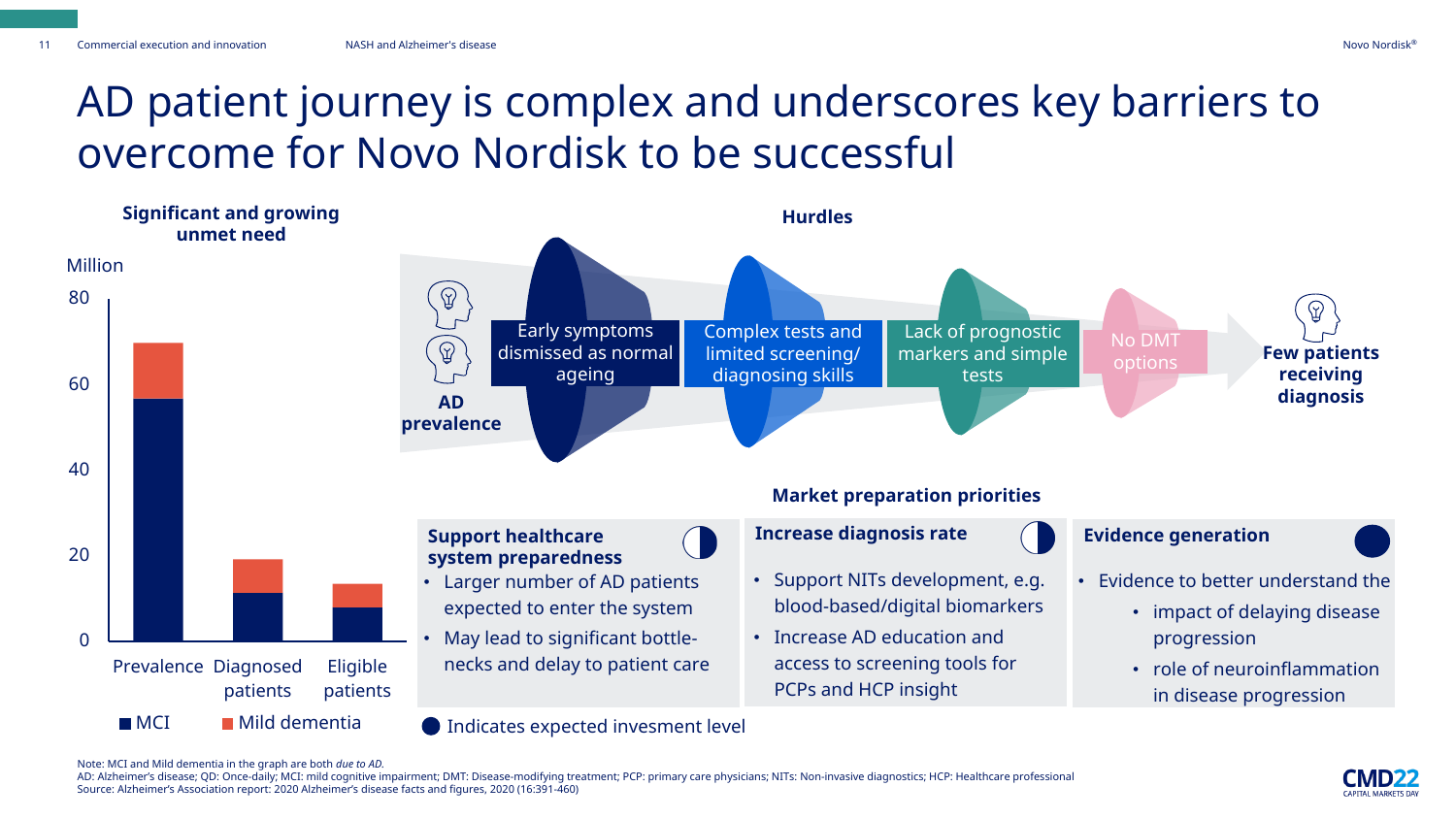# AD patient journey is complex and underscores key barriers to overcome for Novo Nordisk to be successful

## Significant and growing unmet need

Million

| | MCI | Mild dementia |
|---|---|---|
| Prevalence | ~56 | ~13 |
| Diagnosed patients | ~11 | ~8 |
| Eligible patients | ~8 | ~5 |

■ MCI ■ Mild dementia

## Hurdles

AD prevalence → Early symptoms dismissed as normal ageing → Complex tests and limited screening/diagnosing skills → Lack of prognostic markers and simple tests → No DMT options → Few patients receiving diagnosis

## Market preparation priorities

**Support healthcare system preparedness**

- Larger number of AD patients expected to enter the system
- May lead to significant bottle-necks and delay to patient care

**Increase diagnosis rate**

- Support NITs development, e.g. blood-based/digital biomarkers
- Increase AD education and access to screening tools for PCPs and HCP insight

**Evidence generation**

- Evidence to better understand the
  - impact of delaying disease progression
  - role of neuroinflammation in disease progression

● Indicates expected invesment level

Note: MCI and Mild dementia in the graph are both *due to AD*.
AD: Alzheimer's disease; QD: Once-daily; MCI: mild cognitive impairment; DMT: Disease-modifying treatment; PCP: primary care physicians; NITs: Non-invasive diagnostics; HCP: Healthcare professional
Source: Alzheimer's Association report: 2020 Alzheimer's disease facts and figures, 2020 (16:391-460)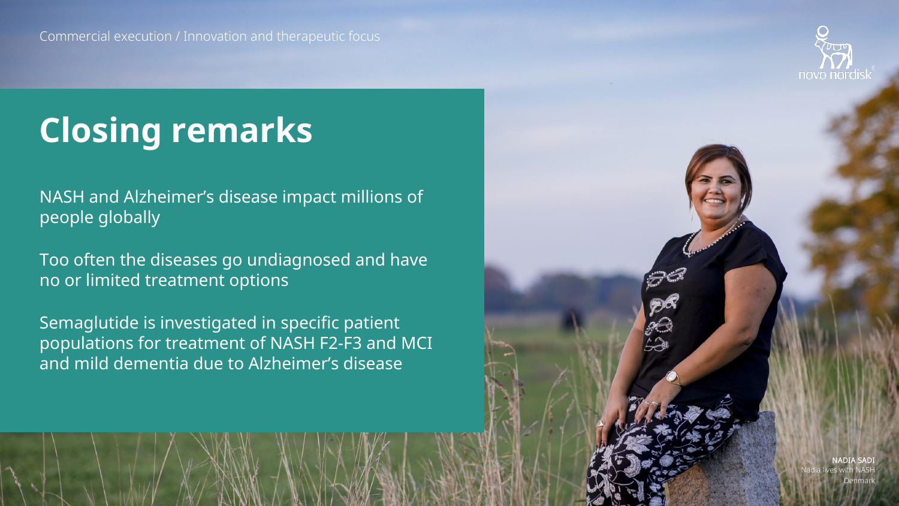Commercial execution / Innovation and therapeutic focus

# Closing remarks

NASH and Alzheimer's disease impact millions of people globally

Too often the diseases go undiagnosed and have no or limited treatment options

Semaglutide is investigated in specific patient populations for treatment of NASH F2-F3 and MCI and mild dementia due to Alzheimer's disease

**NADIA SADI**
Nadia lives with NASH
Denmark